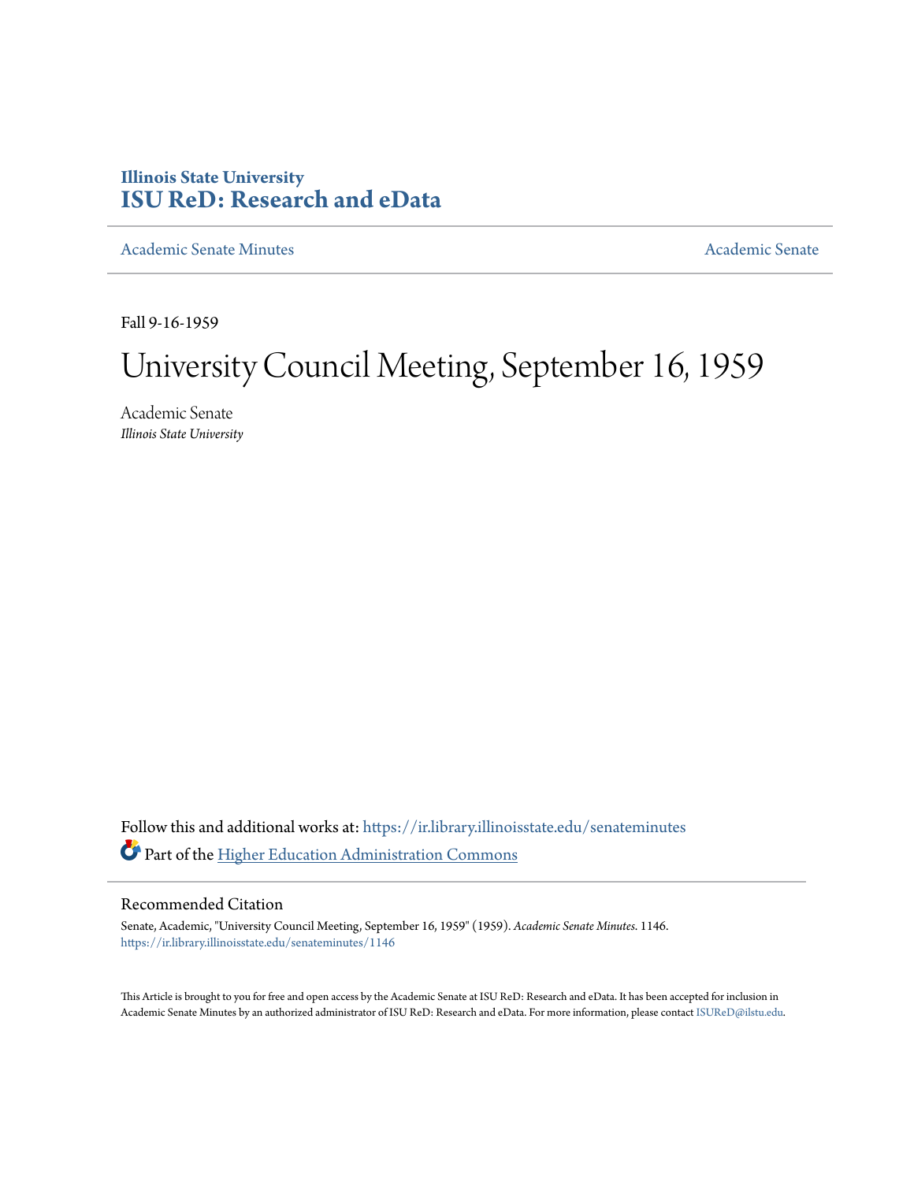**Illinois State University**
**ISU ReD: Research and eData**

Academic Senate Minutes | Academic Senate

Fall 9-16-1959

# University Council Meeting, September 16, 1959

Academic Senate
*Illinois State University*

Follow this and additional works at: https://ir.library.illinoisstate.edu/senateminutes

Part of the Higher Education Administration Commons

## Recommended Citation

Senate, Academic, "University Council Meeting, September 16, 1959" (1959). *Academic Senate Minutes*. 1146.
https://ir.library.illinoisstate.edu/senateminutes/1146

This Article is brought to you for free and open access by the Academic Senate at ISU ReD: Research and eData. It has been accepted for inclusion in Academic Senate Minutes by an authorized administrator of ISU ReD: Research and eData. For more information, please contact ISUReD@ilstu.edu.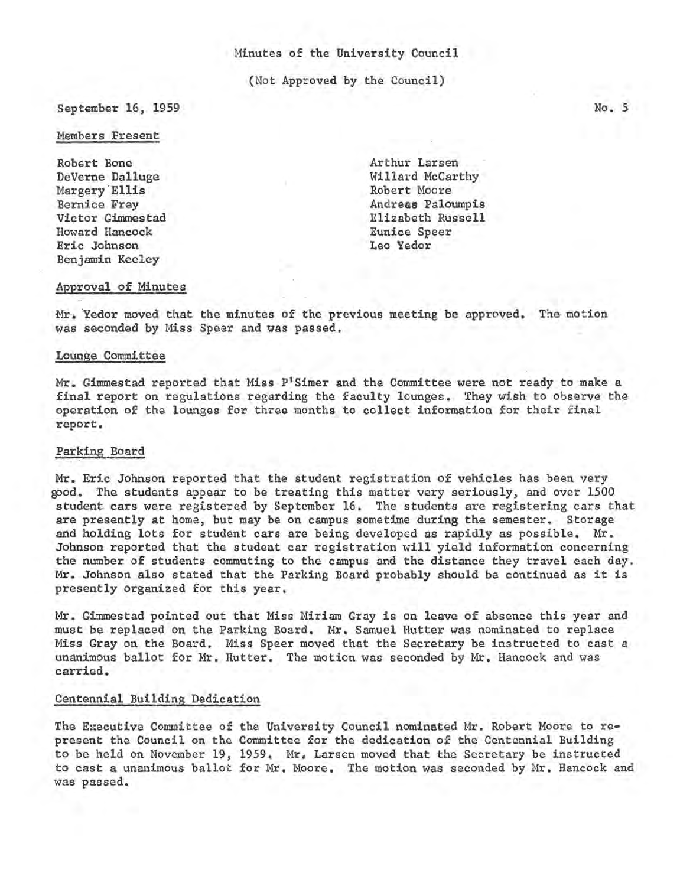Minutes of the University Council

(Not Approved by the Council)

September 16, 1959

No. 5

Members Present

Robert Bone
DeVerne Dalluge
Margery Ellis
Bernice Frey
Victor Gimmestad
Howard Hancock
Eric Johnson
Benjamin Keeley
Arthur Larsen
Willard McCarthy
Robert Moore
Andreas Paloumpis
Elizabeth Russell
Eunice Speer
Leo Yedor

Approval of Minutes

Mr. Yedor moved that the minutes of the previous meeting be approved. The motion was seconded by Miss Speer and was passed.

Lounge Committee

Mr. Gimmestad reported that Miss P'Simer and the Committee were not ready to make a final report on regulations regarding the faculty lounges. They wish to observe the operation of the lounges for three months to collect information for their final report.

Parking Board

Mr. Eric Johnson reported that the student registration of vehicles has been very good. The students appear to be treating this matter very seriously, and over 1500 student cars were registered by September 16. The students are registering cars that are presently at home, but may be on campus sometime during the semester. Storage and holding lots for student cars are being developed as rapidly as possible. Mr. Johnson reported that the student car registration will yield information concerning the number of students commuting to the campus and the distance they travel each day. Mr. Johnson also stated that the Parking Board probably should be continued as it is presently organized for this year.

Mr. Gimmestad pointed out that Miss Miriam Gray is on leave of absence this year and must be replaced on the Parking Board. Mr. Samuel Hutter was nominated to replace Miss Gray on the Board. Miss Speer moved that the Secretary be instructed to cast a unanimous ballot for Mr. Hutter. The motion was seconded by Mr. Hancock and was carried.

Centennial Building Dedication

The Executive Committee of the University Council nominated Mr. Robert Moore to represent the Council on the Committee for the dedication of the Centennial Building to be held on November 19, 1959. Mr. Larsen moved that the Secretary be instructed to cast a unanimous ballot for Mr. Moore. The motion was seconded by Mr. Hancock and was passed.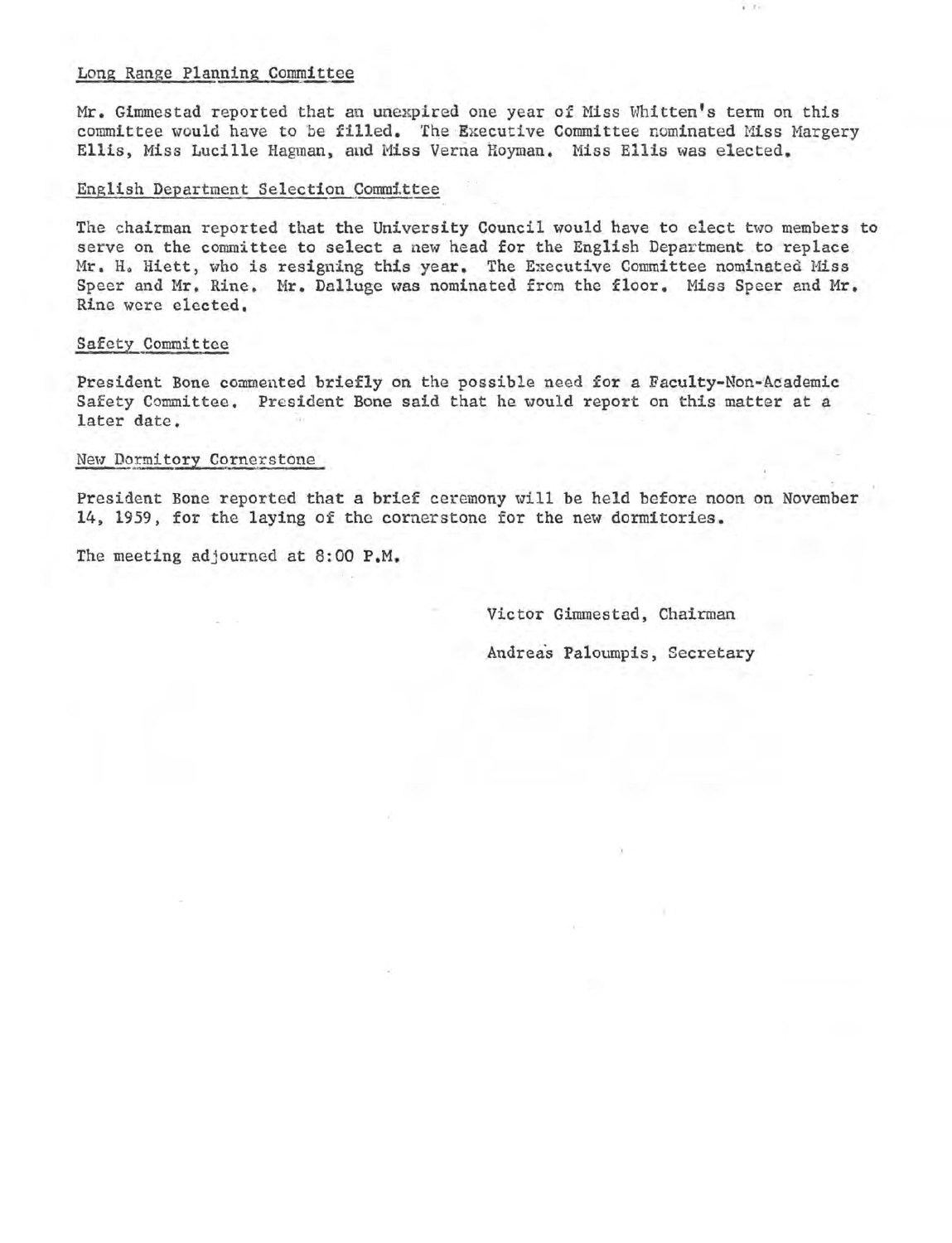Long Range Planning Committee

Mr. Gimmestad reported that an unexpired one year of Miss Whitten's term on this committee would have to be filled. The Executive Committee nominated Miss Margery Ellis, Miss Lucille Hagman, and Miss Verna Hoyman. Miss Ellis was elected.

English Department Selection Committee

The chairman reported that the University Council would have to elect two members to serve on the committee to select a new head for the English Department to replace Mr. H. Hiett, who is resigning this year. The Executive Committee nominated Miss Speer and Mr. Rine. Mr. Dalluge was nominated from the floor. Miss Speer and Mr. Rine were elected.

Safety Committee

President Bone commented briefly on the possible need for a Faculty-Non-Academic Safety Committee. President Bone said that he would report on this matter at a later date.

New Dormitory Cornerstone

President Bone reported that a brief ceremony will be held before noon on November 14, 1959, for the laying of the cornerstone for the new dormitories.

The meeting adjourned at 8:00 P.M.

Victor Gimmestad, Chairman

Andreas Paloumpis, Secretary